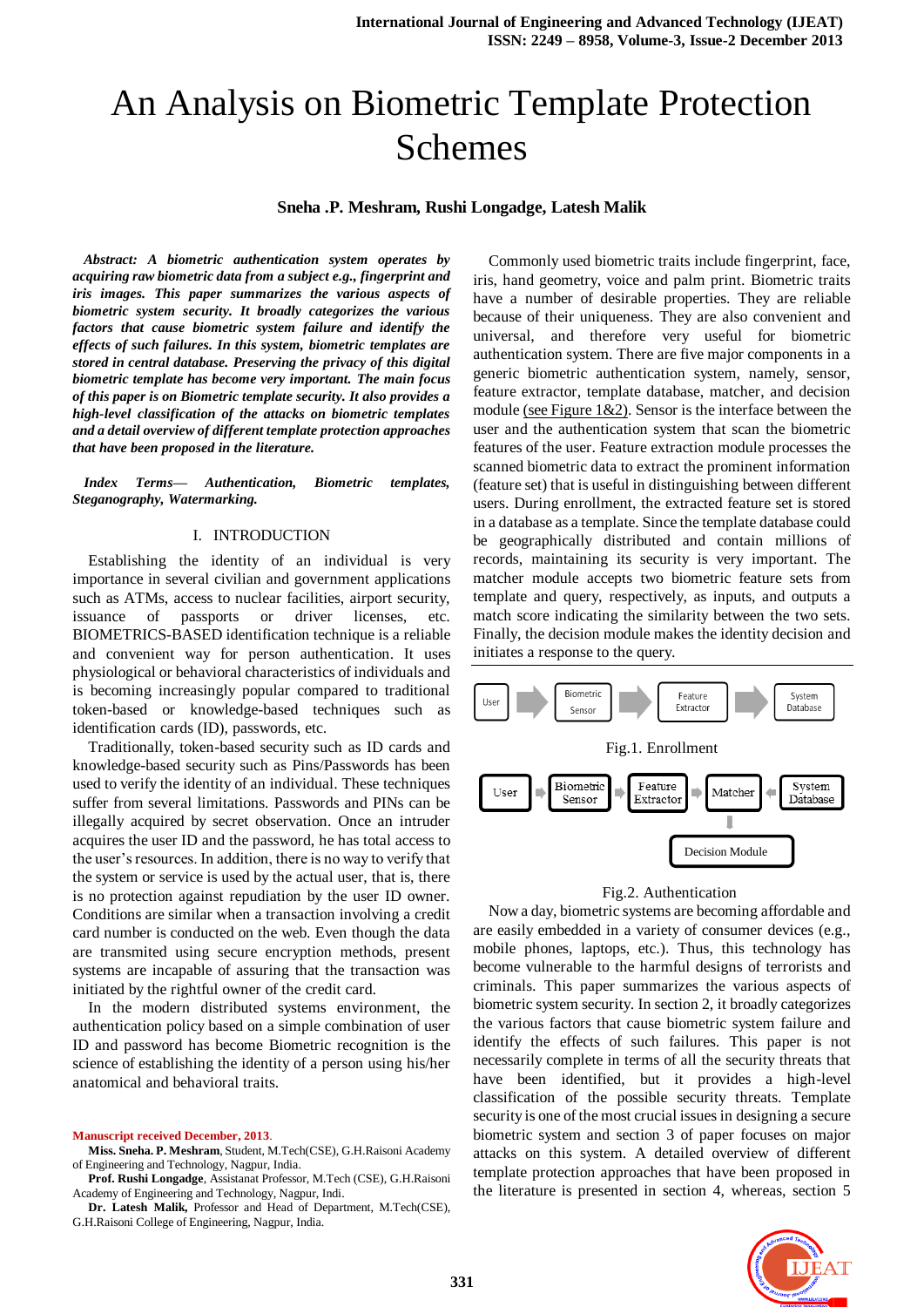# An Analysis on Biometric Template Protection Schemes

**Sneha .P. Meshram, Rushi Longadge, Latesh Malik**

***Abstract:** A biometric authentication system operates by acquiring raw biometric data from a subject e.g., fingerprint and iris images. This paper summarizes the various aspects of biometric system security. It broadly categorizes the various factors that cause biometric system failure and identify the effects of such failures. In this system, biometric templates are stored in central database. Preserving the privacy of this digital biometric template has become very important. The main focus of this paper is on Biometric template security. It also provides a high-level classification of the attacks on biometric templates and a detail overview of different template protection approaches that have been proposed in the literature.*

***Index Terms**— Authentication, Biometric templates, Steganography, Watermarking.*

## I. INTRODUCTION

Establishing the identity of an individual is very importance in several civilian and government applications such as ATMs, access to nuclear facilities, airport security, issuance of passports or driver licenses, etc. BIOMETRICS-BASED identification technique is a reliable and convenient way for person authentication. It uses physiological or behavioral characteristics of individuals and is becoming increasingly popular compared to traditional token-based or knowledge-based techniques such as identification cards (ID), passwords, etc.

Traditionally, token-based security such as ID cards and knowledge-based security such as Pins/Passwords has been used to verify the identity of an individual. These techniques suffer from several limitations. Passwords and PINs can be illegally acquired by secret observation. Once an intruder acquires the user ID and the password, he has total access to the user's resources. In addition, there is no way to verify that the system or service is used by the actual user, that is, there is no protection against repudiation by the user ID owner. Conditions are similar when a transaction involving a credit card number is conducted on the web. Even though the data are transmitted using secure encryption methods, present systems are incapable of assuring that the transaction was initiated by the rightful owner of the credit card.

In the modern distributed systems environment, the authentication policy based on a simple combination of user ID and password has become Biometric recognition is the science of establishing the identity of a person using his/her anatomical and behavioral traits.

Commonly used biometric traits include fingerprint, face, iris, hand geometry, voice and palm print. Biometric traits have a number of desirable properties. They are reliable because of their uniqueness. They are also convenient and universal, and therefore very useful for biometric authentication system. There are five major components in a generic biometric authentication system, namely, sensor, feature extractor, template database, matcher, and decision module (see Figure 1&2). Sensor is the interface between the user and the authentication system that scan the biometric features of the user. Feature extraction module processes the scanned biometric data to extract the prominent information (feature set) that is useful in distinguishing between different users. During enrollment, the extracted feature set is stored in a database as a template. Since the template database could be geographically distributed and contain millions of records, maintaining its security is very important. The matcher module accepts two biometric feature sets from template and query, respectively, as inputs, and outputs a match score indicating the similarity between the two sets. Finally, the decision module makes the identity decision and initiates a response to the query.

User → Biometric Sensor → Feature Extractor → System Database

Fig.1. Enrollment

User → Biometric Sensor → Feature Extractor → Matcher ← System Database; Matcher → Decision Module

Fig.2. Authentication

Now a day, biometric systems are becoming affordable and are easily embedded in a variety of consumer devices (e.g., mobile phones, laptops, etc.). Thus, this technology has become vulnerable to the harmful designs of terrorists and criminals. This paper summarizes the various aspects of biometric system security. In section 2, it broadly categorizes the various factors that cause biometric system failure and identify the effects of such failures. This paper is not necessarily complete in terms of all the security threats that have been identified, but it provides a high-level classification of the possible security threats. Template security is one of the most crucial issues in designing a secure biometric system and section 3 of paper focuses on major attacks on this system. A detailed overview of different template protection approaches that have been proposed in the literature is presented in section 4, whereas, section 5

Manuscript received December, 2013.

**Miss. Sneha. P. Meshram**, Student, M.Tech(CSE), G.H.Raisoni Academy of Engineering and Technology, Nagpur, India.

**Prof. Rushi Longadge**, Assistanat Professor, M.Tech (CSE), G.H.Raisoni Academy of Engineering and Technology, Nagpur, Indi.

**Dr. Latesh Malik,** Professor and Head of Department, M.Tech(CSE), G.H.Raisoni College of Engineering, Nagpur, India.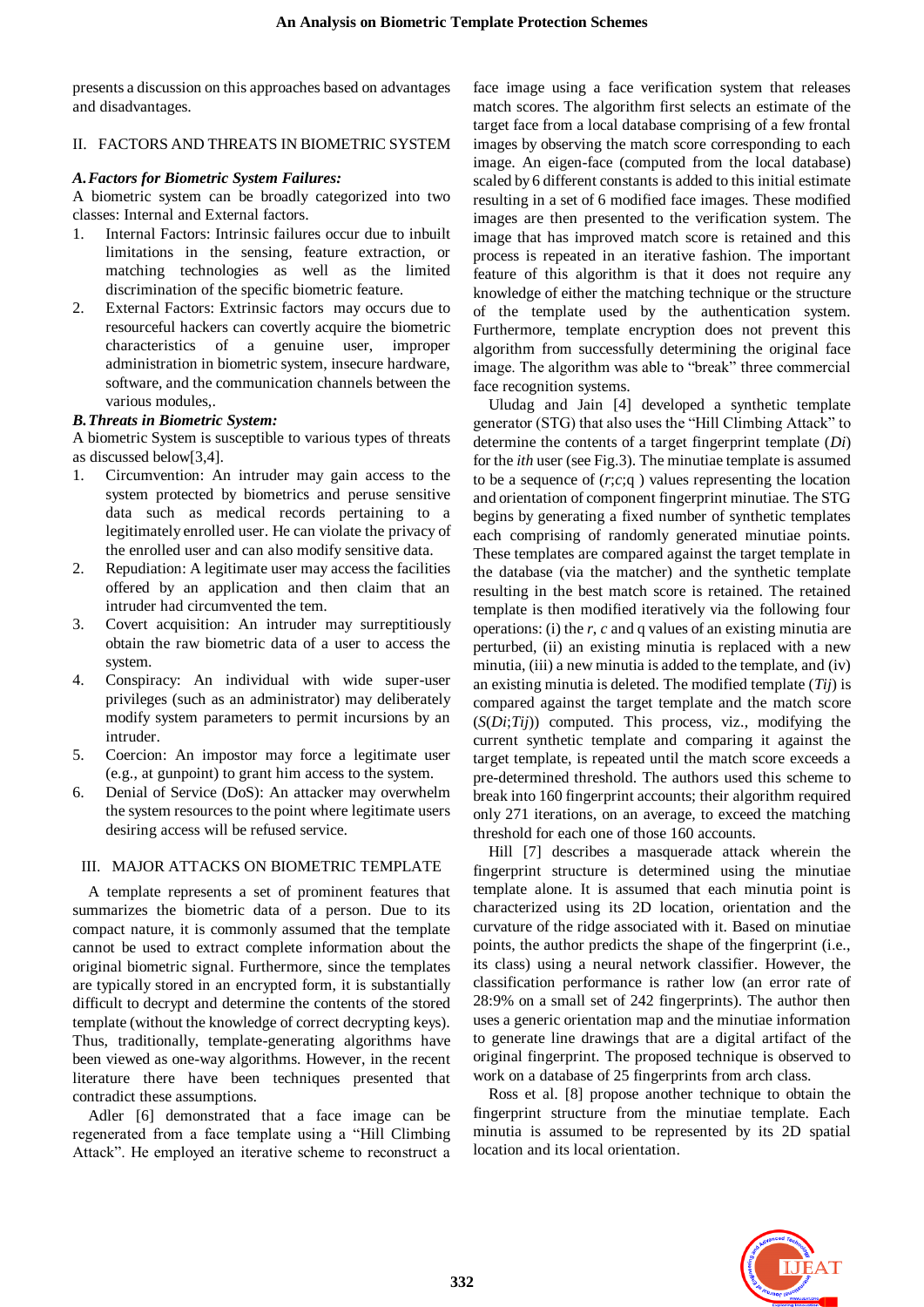presents a discussion on this approaches based on advantages and disadvantages.

## II. FACTORS AND THREATS IN BIOMETRIC SYSTEM

### *A. Factors for Biometric System Failures:*

A biometric system can be broadly categorized into two classes: Internal and External factors.

1. Internal Factors: Intrinsic failures occur due to inbuilt limitations in the sensing, feature extraction, or matching technologies as well as the limited discrimination of the specific biometric feature.
2. External Factors: Extrinsic factors may occurs due to resourceful hackers can covertly acquire the biometric characteristics of a genuine user, improper administration in biometric system, insecure hardware, software, and the communication channels between the various modules,.

### *B. Threats in Biometric System:*

A biometric System is susceptible to various types of threats as discussed below[3,4].

1. Circumvention: An intruder may gain access to the system protected by biometrics and peruse sensitive data such as medical records pertaining to a legitimately enrolled user. He can violate the privacy of the enrolled user and can also modify sensitive data.
2. Repudiation: A legitimate user may access the facilities offered by an application and then claim that an intruder had circumvented the tem.
3. Covert acquisition: An intruder may surreptitiously obtain the raw biometric data of a user to access the system.
4. Conspiracy: An individual with wide super-user privileges (such as an administrator) may deliberately modify system parameters to permit incursions by an intruder.
5. Coercion: An impostor may force a legitimate user (e.g., at gunpoint) to grant him access to the system.
6. Denial of Service (DoS): An attacker may overwhelm the system resources to the point where legitimate users desiring access will be refused service.

## III. MAJOR ATTACKS ON BIOMETRIC TEMPLATE

A template represents a set of prominent features that summarizes the biometric data of a person. Due to its compact nature, it is commonly assumed that the template cannot be used to extract complete information about the original biometric signal. Furthermore, since the templates are typically stored in an encrypted form, it is substantially difficult to decrypt and determine the contents of the stored template (without the knowledge of correct decrypting keys). Thus, traditionally, template-generating algorithms have been viewed as one-way algorithms. However, in the recent literature there have been techniques presented that contradict these assumptions.

Adler [6] demonstrated that a face image can be regenerated from a face template using a "Hill Climbing Attack". He employed an iterative scheme to reconstruct a face image using a face verification system that releases match scores. The algorithm first selects an estimate of the target face from a local database comprising of a few frontal images by observing the match score corresponding to each image. An eigen-face (computed from the local database) scaled by 6 different constants is added to this initial estimate resulting in a set of 6 modified face images. These modified images are then presented to the verification system. The image that has improved match score is retained and this process is repeated in an iterative fashion. The important feature of this algorithm is that it does not require any knowledge of either the matching technique or the structure of the template used by the authentication system. Furthermore, template encryption does not prevent this algorithm from successfully determining the original face image. The algorithm was able to "break" three commercial face recognition systems.

Uludag and Jain [4] developed a synthetic template generator (STG) that also uses the "Hill Climbing Attack" to determine the contents of a target fingerprint template ($D_i$) for the *ith* user (see Fig.3). The minutiae template is assumed to be a sequence of ($r$;$c$;q ) values representing the location and orientation of component fingerprint minutiae. The STG begins by generating a fixed number of synthetic templates each comprising of randomly generated minutiae points. These templates are compared against the target template in the database (via the matcher) and the synthetic template resulting in the best match score is retained. The retained template is then modified iteratively via the following four operations: (i) the $r$, $c$ and q values of an existing minutia are perturbed, (ii) an existing minutia is replaced with a new minutia, (iii) a new minutia is added to the template, and (iv) an existing minutia is deleted. The modified template ($T_{ij}$) is compared against the target template and the match score ($S(D_i;T_{ij})$) computed. This process, viz., modifying the current synthetic template and comparing it against the target template, is repeated until the match score exceeds a pre-determined threshold. The authors used this scheme to break into 160 fingerprint accounts; their algorithm required only 271 iterations, on an average, to exceed the matching threshold for each one of those 160 accounts.

Hill [7] describes a masquerade attack wherein the fingerprint structure is determined using the minutiae template alone. It is assumed that each minutia point is characterized using its 2D location, orientation and the curvature of the ridge associated with it. Based on minutiae points, the author predicts the shape of the fingerprint (i.e., its class) using a neural network classifier. However, the classification performance is rather low (an error rate of 28:9% on a small set of 242 fingerprints). The author then uses a generic orientation map and the minutiae information to generate line drawings that are a digital artifact of the original fingerprint. The proposed technique is observed to work on a database of 25 fingerprints from arch class.

Ross et al. [8] propose another technique to obtain the fingerprint structure from the minutiae template. Each minutia is assumed to be represented by its 2D spatial location and its local orientation.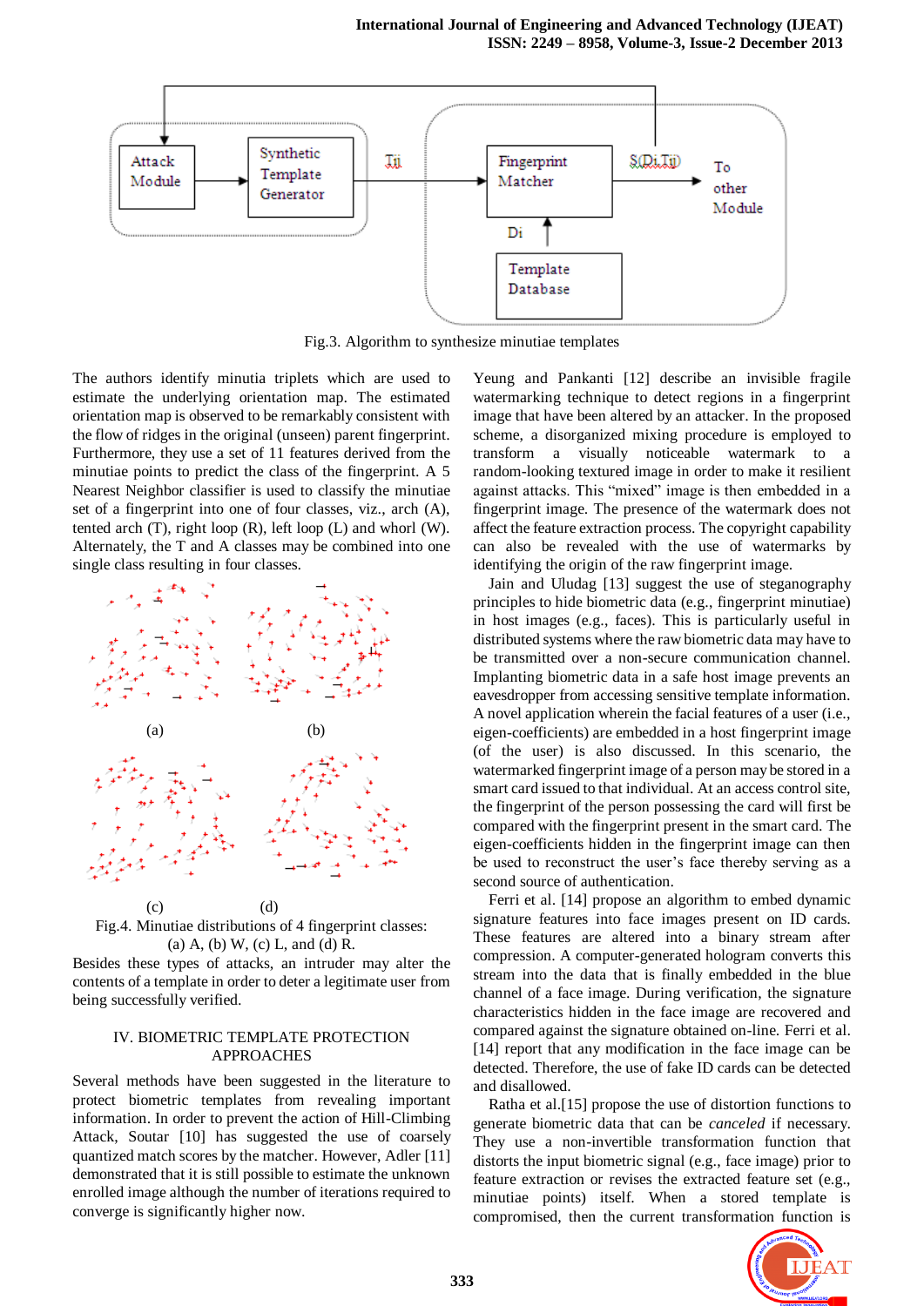Fig.3. Algorithm to synthesize minutiae templates

The authors identify minutia triplets which are used to estimate the underlying orientation map. The estimated orientation map is observed to be remarkably consistent with the flow of ridges in the original (unseen) parent fingerprint. Furthermore, they use a set of 11 features derived from the minutiae points to predict the class of the fingerprint. A 5 Nearest Neighbor classifier is used to classify the minutiae set of a fingerprint into one of four classes, viz., arch (A), tented arch (T), right loop (R), left loop (L) and whorl (W). Alternately, the T and A classes may be combined into one single class resulting in four classes.

Fig.4. Minutiae distributions of 4 fingerprint classes: (a) A, (b) W, (c) L, and (d) R.

Besides these types of attacks, an intruder may alter the contents of a template in order to deter a legitimate user from being successfully verified.

## IV. BIOMETRIC TEMPLATE PROTECTION APPROACHES

Several methods have been suggested in the literature to protect biometric templates from revealing important information. In order to prevent the action of Hill-Climbing Attack, Soutar [10] has suggested the use of coarsely quantized match scores by the matcher. However, Adler [11] demonstrated that it is still possible to estimate the unknown enrolled image although the number of iterations required to converge is significantly higher now.

Yeung and Pankanti [12] describe an invisible fragile watermarking technique to detect regions in a fingerprint image that have been altered by an attacker. In the proposed scheme, a disorganized mixing procedure is employed to transform a visually noticeable watermark to a random-looking textured image in order to make it resilient against attacks. This "mixed" image is then embedded in a fingerprint image. The presence of the watermark does not affect the feature extraction process. The copyright capability can also be revealed with the use of watermarks by identifying the origin of the raw fingerprint image.

Jain and Uludag [13] suggest the use of steganography principles to hide biometric data (e.g., fingerprint minutiae) in host images (e.g., faces). This is particularly useful in distributed systems where the raw biometric data may have to be transmitted over a non-secure communication channel. Implanting biometric data in a safe host image prevents an eavesdropper from accessing sensitive template information. A novel application wherein the facial features of a user (i.e., eigen-coefficients) are embedded in a host fingerprint image (of the user) is also discussed. In this scenario, the watermarked fingerprint image of a person may be stored in a smart card issued to that individual. At an access control site, the fingerprint of the person possessing the card will first be compared with the fingerprint present in the smart card. The eigen-coefficients hidden in the fingerprint image can then be used to reconstruct the user's face thereby serving as a second source of authentication.

Ferri et al. [14] propose an algorithm to embed dynamic signature features into face images present on ID cards. These features are altered into a binary stream after compression. A computer-generated hologram converts this stream into the data that is finally embedded in the blue channel of a face image. During verification, the signature characteristics hidden in the face image are recovered and compared against the signature obtained on-line. Ferri et al. [14] report that any modification in the face image can be detected. Therefore, the use of fake ID cards can be detected and disallowed.

Ratha et al.[15] propose the use of distortion functions to generate biometric data that can be *canceled* if necessary. They use a non-invertible transformation function that distorts the input biometric signal (e.g., face image) prior to feature extraction or revises the extracted feature set (e.g., minutiae points) itself. When a stored template is compromised, then the current transformation function is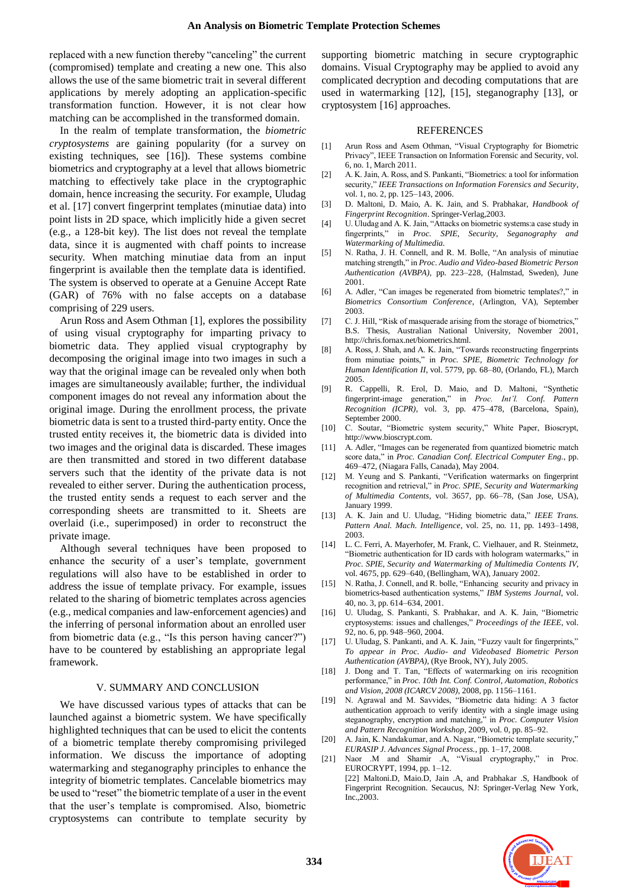replaced with a new function thereby "canceling" the current (compromised) template and creating a new one. This also allows the use of the same biometric trait in several different applications by merely adopting an application-specific transformation function. However, it is not clear how matching can be accomplished in the transformed domain.

In the realm of template transformation, the *biometric cryptosystems* are gaining popularity (for a survey on existing techniques, see [16]). These systems combine biometrics and cryptography at a level that allows biometric matching to effectively take place in the cryptographic domain, hence increasing the security. For example, Uludag et al. [17] convert fingerprint templates (minutiae data) into point lists in 2D space, which implicitly hide a given secret (e.g., a 128-bit key). The list does not reveal the template data, since it is augmented with chaff points to increase security. When matching minutiae data from an input fingerprint is available then the template data is identified. The system is observed to operate at a Genuine Accept Rate (GAR) of 76% with no false accepts on a database comprising of 229 users.

Arun Ross and Asem Othman [1], explores the possibility of using visual cryptography for imparting privacy to biometric data. They applied visual cryptography by decomposing the original image into two images in such a way that the original image can be revealed only when both images are simultaneously available; further, the individual component images do not reveal any information about the original image. During the enrollment process, the private biometric data is sent to a trusted third-party entity. Once the trusted entity receives it, the biometric data is divided into two images and the original data is discarded. These images are then transmitted and stored in two different database servers such that the identity of the private data is not revealed to either server. During the authentication process, the trusted entity sends a request to each server and the corresponding sheets are transmitted to it. Sheets are overlaid (i.e., superimposed) in order to reconstruct the private image.

Although several techniques have been proposed to enhance the security of a user's template, government regulations will also have to be established in order to address the issue of template privacy. For example, issues related to the sharing of biometric templates across agencies (e.g., medical companies and law-enforcement agencies) and the inferring of personal information about an enrolled user from biometric data (e.g., "Is this person having cancer?") have to be countered by establishing an appropriate legal framework.

## V. SUMMARY AND CONCLUSION

We have discussed various types of attacks that can be launched against a biometric system. We have specifically highlighted techniques that can be used to elicit the contents of a biometric template thereby compromising privileged information. We discuss the importance of adopting watermarking and steganography principles to enhance the integrity of biometric templates. Cancelable biometrics may be used to "reset" the biometric template of a user in the event that the user's template is compromised. Also, biometric cryptosystems can contribute to template security by supporting biometric matching in secure cryptographic domains. Visual Cryptography may be applied to avoid any complicated decryption and decoding computations that are used in watermarking [12], [15], steganography [13], or cryptosystem [16] approaches.

## REFERENCES

[1] Arun Ross and Asem Othman, "Visual Cryptography for Biometric Privacy", IEEE Transaction on Information Forensic and Security, vol. 6, no. 1, March 2011.

[2] A. K. Jain, A. Ross, and S. Pankanti, "Biometrics: a tool for information security," *IEEE Transactions on Information Forensics and Security*, vol. 1, no. 2, pp. 125–143, 2006.

[3] D. Maltoni, D. Maio, A. K. Jain, and S. Prabhakar, *Handbook of Fingerprint Recognition*. Springer-Verlag,2003.

[4] U. Uludag and A. K. Jain, "Attacks on biometric systems:a case study in fingerprints," in *Proc. SPIE, Security, Seganography and Watermarking of Multimedia*.

[5] N. Ratha, J. H. Connell, and R. M. Bolle, "An analysis of minutiae matching strength," in *Proc. Audio and Video-based Biometric Person Authentication (AVBPA)*, pp. 223–228, (Halmstad, Sweden), June 2001.

[6] A. Adler, "Can images be regenerated from biometric templates?," in *Biometrics Consortium Conference*, (Arlington, VA), September 2003.

[7] C. J. Hill, "Risk of masquerade arising from the storage of biometrics," B.S. Thesis, Australian National University, November 2001, http://chris.fornax.net/biometrics.html.

[8] A. Ross, J. Shah, and A. K. Jain, "Towards reconstructing fingerprints from minutiae points," in *Proc. SPIE, Biometric Technology for Human Identification II*, vol. 5779, pp. 68–80, (Orlando, FL), March 2005.

[9] R. Cappelli, R. Erol, D. Maio, and D. Maltoni, "Synthetic fingerprint-image generation," in *Proc. Int'l. Conf. Pattern Recognition (ICPR)*, vol. 3, pp. 475–478, (Barcelona, Spain), September 2000.

[10] C. Soutar, "Biometric system security," White Paper, Bioscrypt, http://www.bioscrypt.com.

[11] A. Adler, "Images can be regenerated from quantized biometric match score data," in *Proc. Canadian Conf. Electrical Computer Eng.*, pp. 469–472, (Niagara Falls, Canada), May 2004.

[12] M. Yeung and S. Pankanti, "Verification watermarks on fingerprint recognition and retrieval," in *Proc. SPIE, Security and Watermarking of Multimedia Contents*, vol. 3657, pp. 66–78, (San Jose, USA), January 1999.

[13] A. K. Jain and U. Uludag, "Hiding biometric data," *IEEE Trans. Pattern Anal. Mach. Intelligence*, vol. 25, no. 11, pp. 1493–1498, 2003.

[14] L. C. Ferri, A. Mayerhofer, M. Frank, C. Vielhauer, and R. Steinmetz, "Biometric authentication for ID cards with hologram watermarks," in *Proc. SPIE, Security and Watermarking of Multimedia Contents IV*, vol. 4675, pp. 629–640, (Bellingham, WA), January 2002.

[15] N. Ratha, J. Connell, and R. bolle, "Enhancing security and privacy in biometrics-based authentication systems," *IBM Systems Journal*, vol. 40, no. 3, pp. 614–634, 2001.

[16] U. Uludag, S. Pankanti, S. Prabhakar, and A. K. Jain, "Biometric cryptosystems: issues and challenges," *Proceedings of the IEEE*, vol. 92, no. 6, pp. 948–960, 2004.

[17] U. Uludag, S. Pankanti, and A. K. Jain, "Fuzzy vault for fingerprints," *To appear in Proc. Audio- and Videobased Biometric Person Authentication (AVBPA)*, (Rye Brook, NY), July 2005.

[18] J. Dong and T. Tan, "Effects of watermarking on iris recognition performance," in *Proc. 10th Int. Conf. Control, Automation, Robotics and Vision, 2008 (ICARCV 2008)*, 2008, pp. 1156–1161.

[19] N. Agrawal and M. Savvides, "Biometric data hiding: A 3 factor authentication approach to verify identity with a single image using steganography, encryption and matching," in *Proc. Computer Vision and Pattern Recognition Workshop*, 2009, vol. 0, pp. 85–92.

[20] A. Jain, K. Nandakumar, and A. Nagar, "Biometric template security," *EURASIP J. Advances Signal Process.*, pp. 1–17, 2008.

[21] Naor .M and Shamir .A, "Visual cryptography," in Proc. EUROCRYPT, 1994, pp. 1–12.

[22] Maltoni.D, Maio.D, Jain .A, and Prabhakar .S, Handbook of Fingerprint Recognition. Secaucus, NJ: Springer-Verlag New York, Inc.,2003.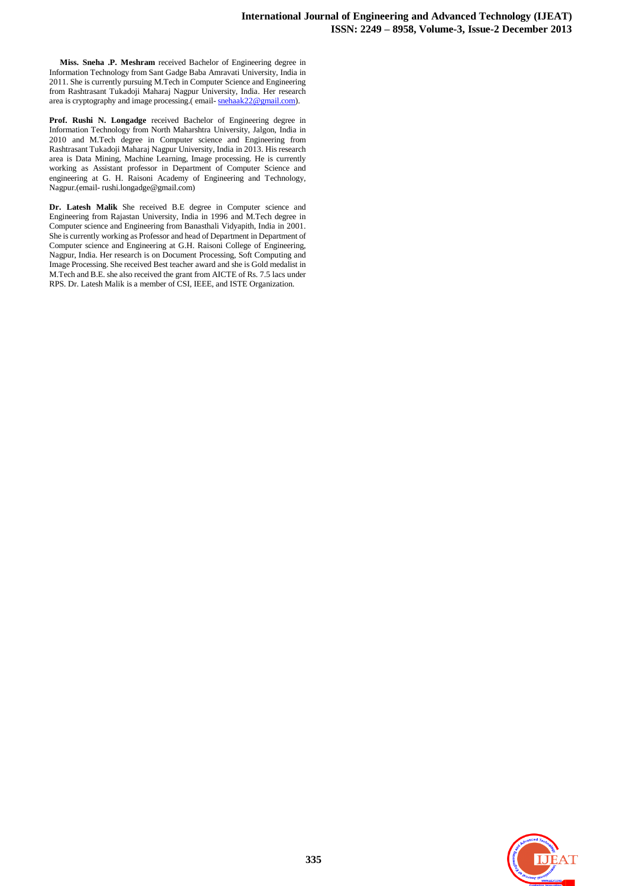**Miss. Sneha .P. Meshram** received Bachelor of Engineering degree in Information Technology from Sant Gadge Baba Amravati University, India in 2011. She is currently pursuing M.Tech in Computer Science and Engineering from Rashtrasant Tukadoji Maharaj Nagpur University, India. Her research area is cryptography and image processing.( email- snehaak22@gmail.com).

**Prof. Rushi N. Longadge** received Bachelor of Engineering degree in Information Technology from North Maharshtra University, Jalgon, India in 2010 and M.Tech degree in Computer science and Engineering from Rashtrasant Tukadoji Maharaj Nagpur University, India in 2013. His research area is Data Mining, Machine Learning, Image processing. He is currently working as Assistant professor in Department of Computer Science and engineering at G. H. Raisoni Academy of Engineering and Technology, Nagpur.(email- rushi.longadge@gmail.com)

**Dr. Latesh Malik** She received B.E degree in Computer science and Engineering from Rajastan University, India in 1996 and M.Tech degree in Computer science and Engineering from Banasthali Vidyapith, India in 2001. She is currently working as Professor and head of Department in Department of Computer science and Engineering at G.H. Raisoni College of Engineering, Nagpur, India. Her research is on Document Processing, Soft Computing and Image Processing. She received Best teacher award and she is Gold medalist in M.Tech and B.E. she also received the grant from AICTE of Rs. 7.5 lacs under RPS. Dr. Latesh Malik is a member of CSI, IEEE, and ISTE Organization.